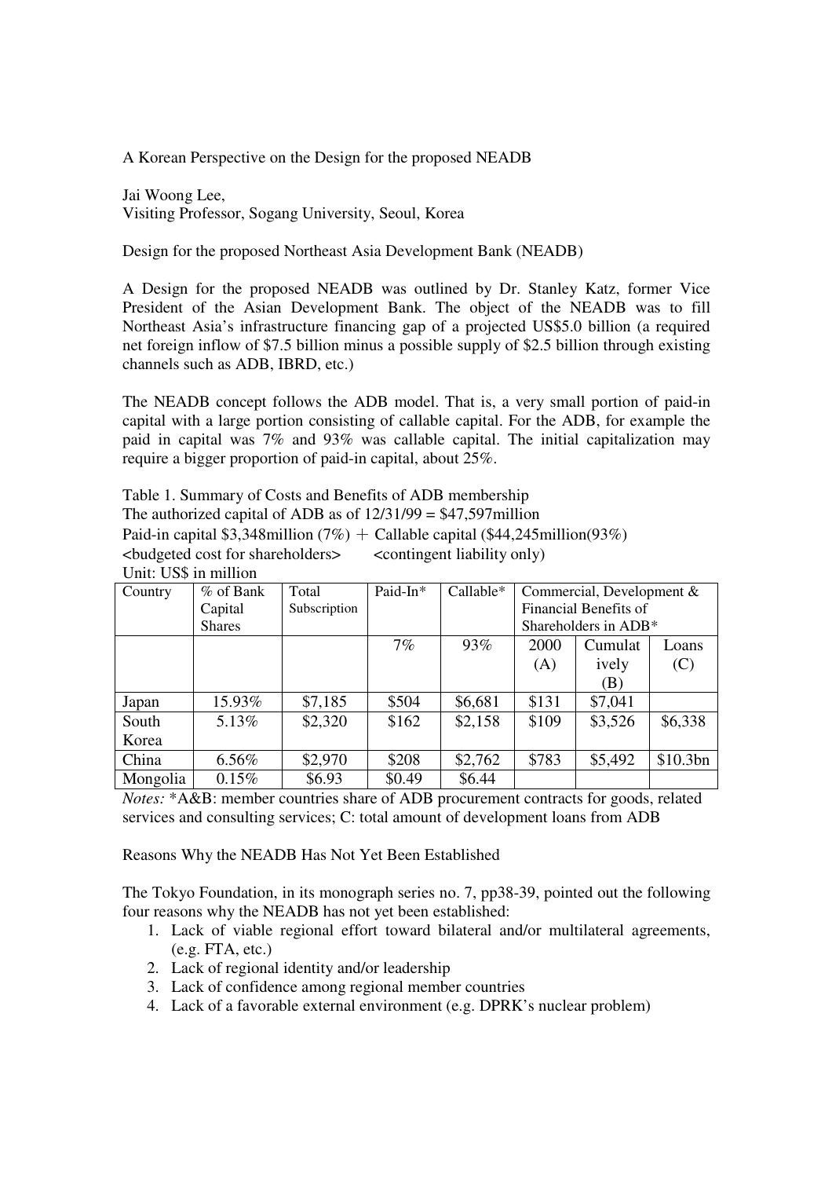A Korean Perspective on the Design for the proposed NEADB

Jai Woong Lee,
Visiting Professor, Sogang University, Seoul, Korea

Design for the proposed Northeast Asia Development Bank (NEADB)

A Design for the proposed NEADB was outlined by Dr. Stanley Katz, former Vice President of the Asian Development Bank. The object of the NEADB was to fill Northeast Asia's infrastructure financing gap of a projected US$5.0 billion (a required net foreign inflow of $7.5 billion minus a possible supply of $2.5 billion through existing channels such as ADB, IBRD, etc.)

The NEADB concept follows the ADB model. That is, a very small portion of paid-in capital with a large portion consisting of callable capital. For the ADB, for example the paid in capital was 7% and 93% was callable capital. The initial capitalization may require a bigger proportion of paid-in capital, about 25%.

Table 1. Summary of Costs and Benefits of ADB membership
The authorized capital of ADB as of 12/31/99 = $47,597million
Paid-in capital $3,348million (7%) ＋ Callable capital ($44,245million(93%)
<budgeted cost for shareholders>   <contingent liability only)
Unit: US$ in million

| Country | % of Bank Capital Shares | Total Subscription | Paid-In* | Callable* | Commercial, Development & Financial Benefits of Shareholders in ADB* | | |
|---|---|---|---|---|---|---|---|
| | | | 7% | 93% | 2000 (A) | Cumulatively (B) | Loans (C) |
| Japan | 15.93% | $7,185 | $504 | $6,681 | $131 | $7,041 | |
| South Korea | 5.13% | $2,320 | $162 | $2,158 | $109 | $3,526 | $6,338 |
| China | 6.56% | $2,970 | $208 | $2,762 | $783 | $5,492 | $10.3bn |
| Mongolia | 0.15% | $6.93 | $0.49 | $6.44 | | | |

*Notes:* *A&B: member countries share of ADB procurement contracts for goods, related services and consulting services; C: total amount of development loans from ADB

Reasons Why the NEADB Has Not Yet Been Established

The Tokyo Foundation, in its monograph series no. 7, pp38-39, pointed out the following four reasons why the NEADB has not yet been established:

1. Lack of viable regional effort toward bilateral and/or multilateral agreements, (e.g. FTA, etc.)
2. Lack of regional identity and/or leadership
3. Lack of confidence among regional member countries
4. Lack of a favorable external environment (e.g. DPRK's nuclear problem)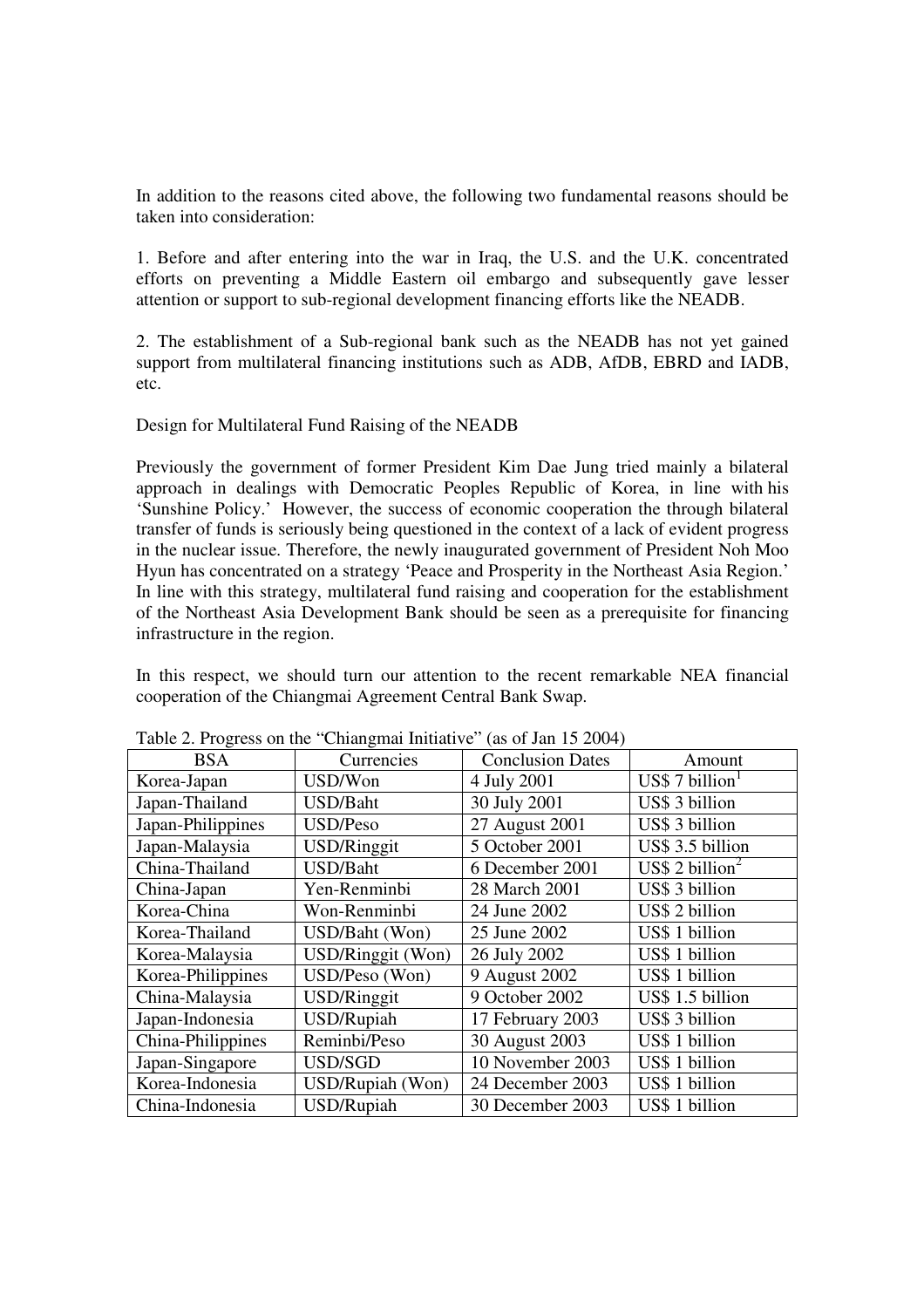In addition to the reasons cited above, the following two fundamental reasons should be taken into consideration:

1. Before and after entering into the war in Iraq, the U.S. and the U.K. concentrated efforts on preventing a Middle Eastern oil embargo and subsequently gave lesser attention or support to sub-regional development financing efforts like the NEADB.

2. The establishment of a Sub-regional bank such as the NEADB has not yet gained support from multilateral financing institutions such as ADB, AfDB, EBRD and IADB, etc.

Design for Multilateral Fund Raising of the NEADB

Previously the government of former President Kim Dae Jung tried mainly a bilateral approach in dealings with Democratic Peoples Republic of Korea, in line with his 'Sunshine Policy.' However, the success of economic cooperation the through bilateral transfer of funds is seriously being questioned in the context of a lack of evident progress in the nuclear issue. Therefore, the newly inaugurated government of President Noh Moo Hyun has concentrated on a strategy 'Peace and Prosperity in the Northeast Asia Region.' In line with this strategy, multilateral fund raising and cooperation for the establishment of the Northeast Asia Development Bank should be seen as a prerequisite for financing infrastructure in the region.

In this respect, we should turn our attention to the recent remarkable NEA financial cooperation of the Chiangmai Agreement Central Bank Swap.

Table 2. Progress on the "Chiangmai Initiative" (as of Jan 15 2004)

| BSA | Currencies | Conclusion Dates | Amount |
|---|---|---|---|
| Korea-Japan | USD/Won | 4 July 2001 | US$ 7 billion[1] |
| Japan-Thailand | USD/Baht | 30 July 2001 | US$ 3 billion |
| Japan-Philippines | USD/Peso | 27 August 2001 | US$ 3 billion |
| Japan-Malaysia | USD/Ringgit | 5 October 2001 | US$ 3.5 billion |
| China-Thailand | USD/Baht | 6 December 2001 | US$ 2 billion[2] |
| China-Japan | Yen-Renminbi | 28 March 2001 | US$ 3 billion |
| Korea-China | Won-Renminbi | 24 June 2002 | US$ 2 billion |
| Korea-Thailand | USD/Baht (Won) | 25 June 2002 | US$ 1 billion |
| Korea-Malaysia | USD/Ringgit (Won) | 26 July 2002 | US$ 1 billion |
| Korea-Philippines | USD/Peso (Won) | 9 August 2002 | US$ 1 billion |
| China-Malaysia | USD/Ringgit | 9 October 2002 | US$ 1.5 billion |
| Japan-Indonesia | USD/Rupiah | 17 February 2003 | US$ 3 billion |
| China-Philippines | Reminbi/Peso | 30 August 2003 | US$ 1 billion |
| Japan-Singapore | USD/SGD | 10 November 2003 | US$ 1 billion |
| Korea-Indonesia | USD/Rupiah (Won) | 24 December 2003 | US$ 1 billion |
| China-Indonesia | USD/Rupiah | 30 December 2003 | US$ 1 billion |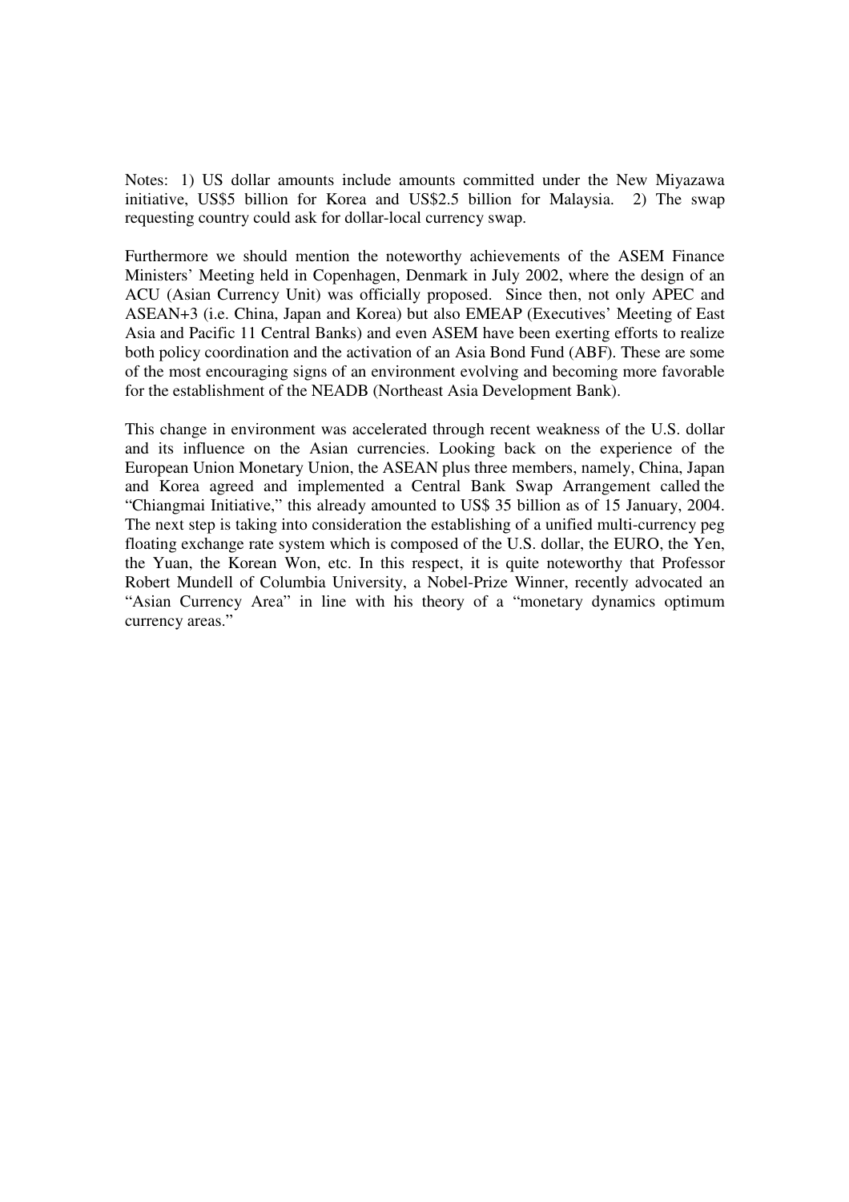Notes: 1) US dollar amounts include amounts committed under the New Miyazawa initiative, US$5 billion for Korea and US$2.5 billion for Malaysia. 2) The swap requesting country could ask for dollar-local currency swap.

Furthermore we should mention the noteworthy achievements of the ASEM Finance Ministers' Meeting held in Copenhagen, Denmark in July 2002, where the design of an ACU (Asian Currency Unit) was officially proposed. Since then, not only APEC and ASEAN+3 (i.e. China, Japan and Korea) but also EMEAP (Executives' Meeting of East Asia and Pacific 11 Central Banks) and even ASEM have been exerting efforts to realize both policy coordination and the activation of an Asia Bond Fund (ABF). These are some of the most encouraging signs of an environment evolving and becoming more favorable for the establishment of the NEADB (Northeast Asia Development Bank).

This change in environment was accelerated through recent weakness of the U.S. dollar and its influence on the Asian currencies. Looking back on the experience of the European Union Monetary Union, the ASEAN plus three members, namely, China, Japan and Korea agreed and implemented a Central Bank Swap Arrangement called the "Chiangmai Initiative," this already amounted to US$ 35 billion as of 15 January, 2004. The next step is taking into consideration the establishing of a unified multi-currency peg floating exchange rate system which is composed of the U.S. dollar, the EURO, the Yen, the Yuan, the Korean Won, etc. In this respect, it is quite noteworthy that Professor Robert Mundell of Columbia University, a Nobel-Prize Winner, recently advocated an "Asian Currency Area" in line with his theory of a "monetary dynamics optimum currency areas."